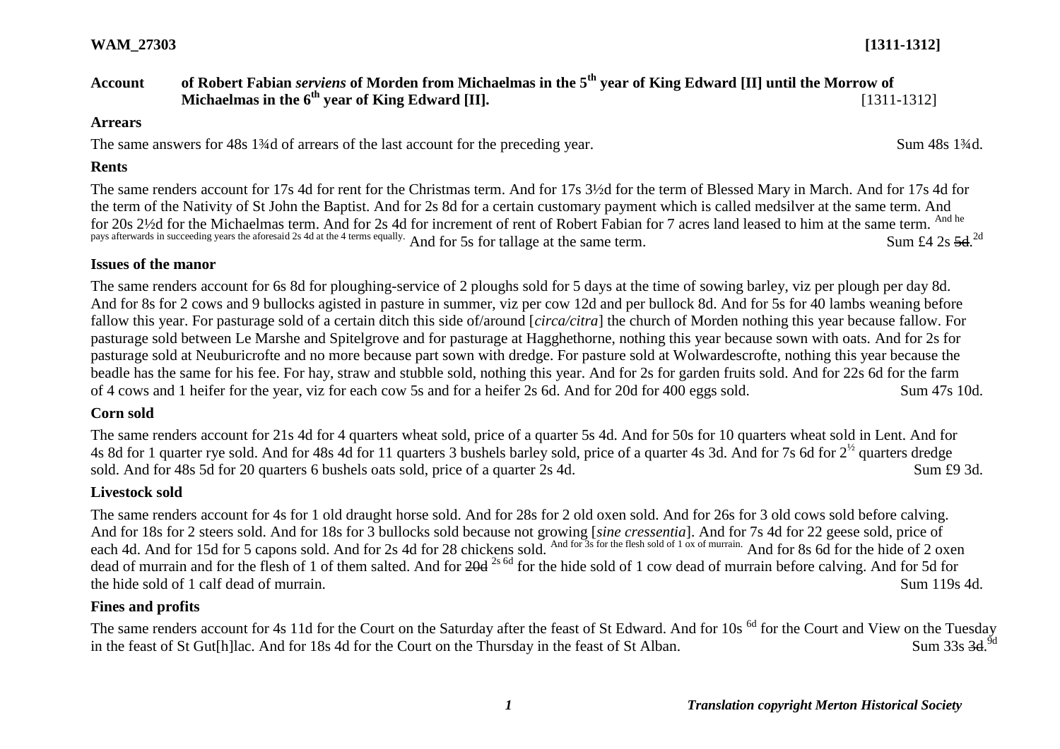**WAM_27303** **[1311-1312]**

**Account** **of Robert Fabian *serviens* of Morden from Michaelmas in the 5th year of King Edward [II] until the Morrow of Michaelmas in the 6th year of King Edward [II].** [1311-1312]

### Arrears

The same answers for 48s 1¾d of arrears of the last account for the preceding year. Sum 48s 1¾d.

### Rents

The same renders account for 17s 4d for rent for the Christmas term. And for 17s 3½d for the term of Blessed Mary in March. And for 17s 4d for the term of the Nativity of St John the Baptist. And for 2s 8d for a certain customary payment which is called medsilver at the same term. And for 20s 2½d for the Michaelmas term. And for 2s 4d for increment of rent of Robert Fabian for 7 acres land leased to him at the same term. And he pays afterwards in succeeding years the aforesaid 2s 4d at the 4 terms equally. And for 5s for tallage at the same term. Sum £4 2s ~~5d~~.[2d]

### Issues of the manor

The same renders account for 6s 8d for ploughing-service of 2 ploughs sold for 5 days at the time of sowing barley, viz per plough per day 8d. And for 8s for 2 cows and 9 bullocks agisted in pasture in summer, viz per cow 12d and per bullock 8d. And for 5s for 40 lambs weaning before fallow this year. For pasturage sold of a certain ditch this side of/around [*circa/citra*] the church of Morden nothing this year because fallow. For pasturage sold between Le Marshe and Spitelgrove and for pasturage at Hagghethorne, nothing this year because sown with oats. And for 2s for pasturage sold at Neuburicrofte and no more because part sown with dredge. For pasture sold at Wolwardescrofte, nothing this year because the beadle has the same for his fee. For hay, straw and stubble sold, nothing this year. And for 2s for garden fruits sold. And for 22s 6d for the farm of 4 cows and 1 heifer for the year, viz for each cow 5s and for a heifer 2s 6d. And for 20d for 400 eggs sold. Sum 47s 10d.

### Corn sold

The same renders account for 21s 4d for 4 quarters wheat sold, price of a quarter 5s 4d. And for 50s for 10 quarters wheat sold in Lent. And for 4s 8d for 1 quarter rye sold. And for 48s 4d for 11 quarters 3 bushels barley sold, price of a quarter 4s 3d. And for 7s 6d for 2½ quarters dredge sold. And for 48s 5d for 20 quarters 6 bushels oats sold, price of a quarter 2s 4d. Sum £9 3d.

### Livestock sold

The same renders account for 4s for 1 old draught horse sold. And for 28s for 2 old oxen sold. And for 26s for 3 old cows sold before calving. And for 18s for 2 steers sold. And for 18s for 3 bullocks sold because not growing [*sine cressentia*]. And for 7s 4d for 22 geese sold, price of each 4d. And for 15d for 5 capons sold. And for 2s 4d for 28 chickens sold. And for 3s for the flesh sold of 1 ox of murrain. And for 8s 6d for the hide of 2 oxen dead of murrain and for the flesh of 1 of them salted. And for ~~20d~~ 2s 6d for the hide sold of 1 cow dead of murrain before calving. And for 5d for the hide sold of 1 calf dead of murrain. Sum 119s 4d.

### Fines and profits

The same renders account for 4s 11d for the Court on the Saturday after the feast of St Edward. And for 10s 6d for the Court and View on the Tuesday in the feast of St Gut[h]lac. And for 18s 4d for the Court on the Thursday in the feast of St Alban. Sum 33s ~~3d~~.[9d]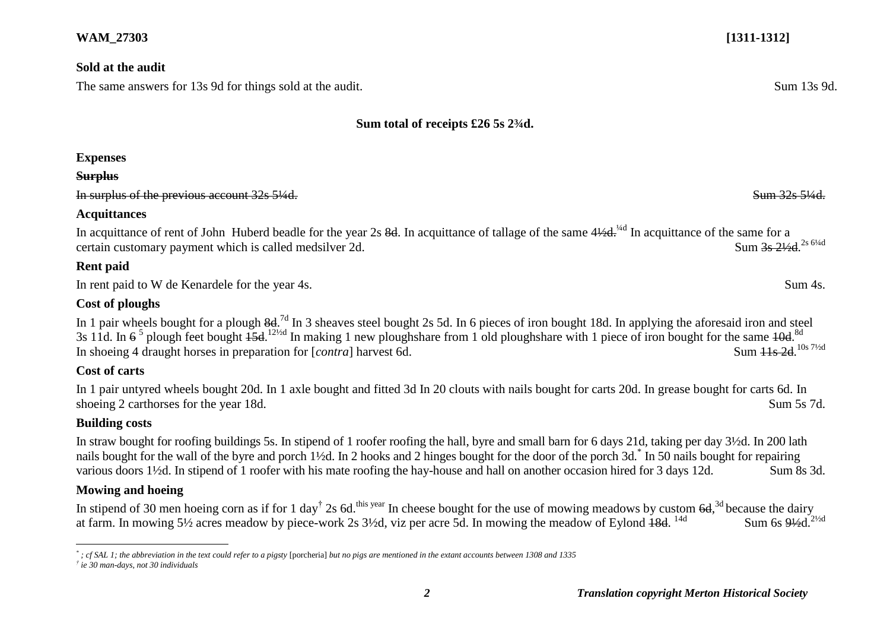**WAM_27303** **[1311-1312]**

**Sold at the audit**

The same answers for 13s 9d for things sold at the audit. Sum 13s 9d.

**Sum total of receipts £26 5s 2¾d.**

**Expenses**

**~~Surplus~~**

~~In surplus of the previous account 32s 5¼d.~~ ~~Sum 32s 5¼d.~~

**Acquittances**

In acquittance of rent of John Huberd beadle for the year 2s ~~8d~~. In acquittance of tallage of the same ~~4½d.~~ ¼d In acquittance of the same for a certain customary payment which is called medsilver 2d. Sum ~~3s 2½d~~. 2s 6¼d

**Rent paid**

In rent paid to W de Kenardele for the year 4s. Sum 4s.

**Cost of ploughs**

In 1 pair wheels bought for a plough ~~8d~~. 7d In 3 sheaves steel bought 2s 5d. In 6 pieces of iron bought 18d. In applying the aforesaid iron and steel 3s 11d. In ~~6~~ 5 plough feet bought ~~15d~~. 12½d In making 1 new ploughshare from 1 old ploughshare with 1 piece of iron bought for the same ~~10d~~. 8d In shoeing 4 draught horses in preparation for [*contra*] harvest 6d. Sum ~~11s 2d~~. 10s 7½d

**Cost of carts**

In 1 pair untyred wheels bought 20d. In 1 axle bought and fitted 3d In 20 clouts with nails bought for carts 20d. In grease bought for carts 6d. In shoeing 2 carthorses for the year 18d. Sum 5s 7d.

**Building costs**

In straw bought for roofing buildings 5s. In stipend of 1 roofer roofing the hall, byre and small barn for 6 days 21d, taking per day 3½d. In 200 lath nails bought for the wall of the byre and porch 1½d. In 2 hooks and 2 hinges bought for the door of the porch 3d.* In 50 nails bought for repairing various doors 1½d. In stipend of 1 roofer with his mate roofing the hay-house and hall on another occasion hired for 3 days 12d. Sum 8s 3d.

**Mowing and hoeing**

In stipend of 30 men hoeing corn as if for 1 day† 2s 6d. this year In cheese bought for the use of mowing meadows by custom ~~6d~~, 3d because the dairy at farm. In mowing 5½ acres meadow by piece-work 2s 3½d, viz per acre 5d. In mowing the meadow of Eylond ~~18d~~. 14d Sum 6s ~~9½d~~. 2½d

---

\* ; *cf SAL 1; the abbreviation in the text could refer to a pigsty* [porcheria] *but no pigs are mentioned in the extant accounts between 1308 and 1335*

† *ie 30 man-days, not 30 individuals*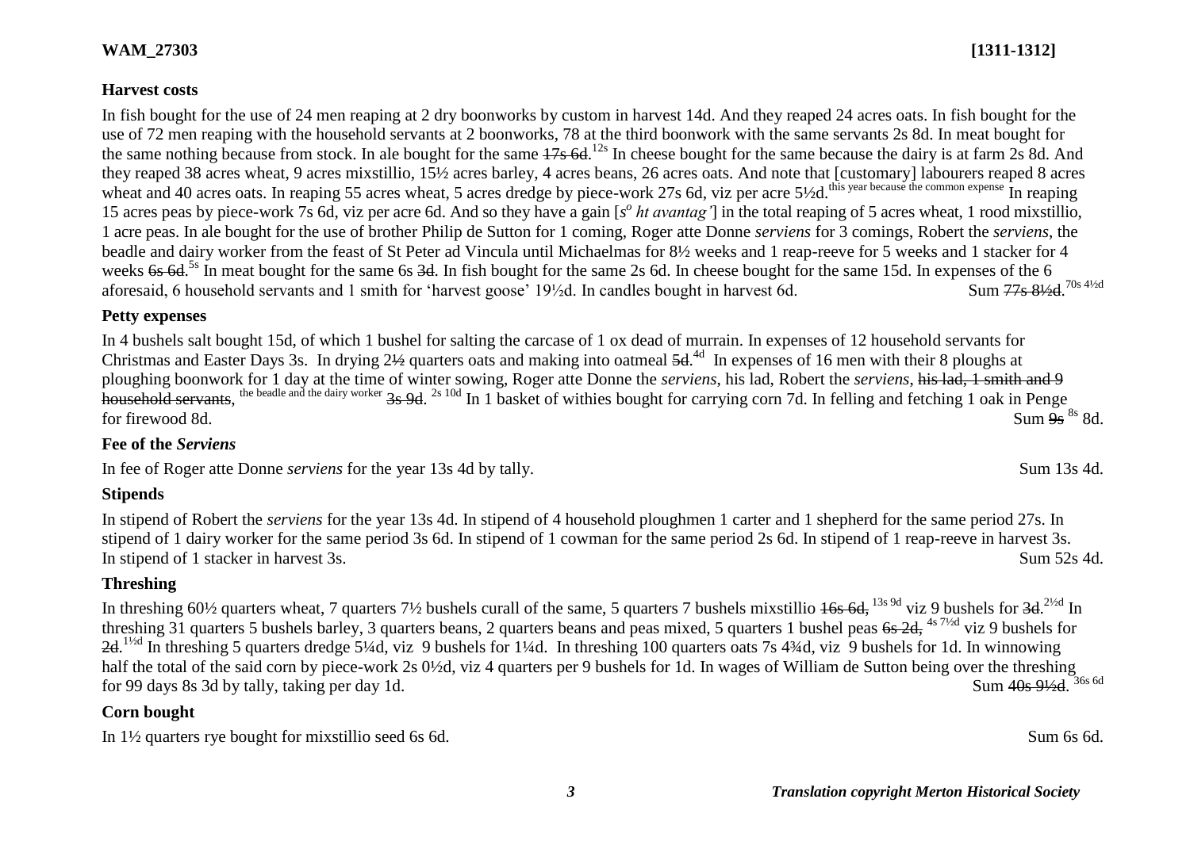## Harvest costs

In fish bought for the use of 24 men reaping at 2 dry boonworks by custom in harvest 14d. And they reaped 24 acres oats. In fish bought for the use of 72 men reaping with the household servants at 2 boonworks, 78 at the third boonwork with the same servants 2s 8d. In meat bought for the same nothing because from stock. In ale bought for the same ~~17s 6d~~.[12s] In cheese bought for the same because the dairy is at farm 2s 8d. And they reaped 38 acres wheat, 9 acres mixstillio, 15½ acres barley, 4 acres beans, 26 acres oats. And note that [customary] labourers reaped 8 acres wheat and 40 acres oats. In reaping 55 acres wheat, 5 acres dredge by piece-work 27s 6d, viz per acre 5½d.[this year because the common expense] In reaping 15 acres peas by piece-work 7s 6d, viz per acre 6d. And so they have a gain [*s^o^ ht avantag'*] in the total reaping of 5 acres wheat, 1 rood mixstillio, 1 acre peas. In ale bought for the use of brother Philip de Sutton for 1 coming, Roger atte Donne *serviens* for 3 comings, Robert the *serviens*, the beadle and dairy worker from the feast of St Peter ad Vincula until Michaelmas for 8½ weeks and 1 reap-reeve for 5 weeks and 1 stacker for 4 weeks ~~6s 6d~~.[5s] In meat bought for the same 6s ~~3d~~. In fish bought for the same 2s 6d. In cheese bought for the same 15d. In expenses of the 6 aforesaid, 6 household servants and 1 smith for 'harvest goose' 19½d. In candles bought in harvest 6d. Sum ~~77s 8½d~~.[70s 4½d]

## Petty expenses

In 4 bushels salt bought 15d, of which 1 bushel for salting the carcase of 1 ox dead of murrain. In expenses of 12 household servants for Christmas and Easter Days 3s. In drying 2~~½~~ quarters oats and making into oatmeal ~~5d~~.[4d] In expenses of 16 men with their 8 ploughs at ploughing boonwork for 1 day at the time of winter sowing, Roger atte Donne the *serviens*, his lad, Robert the *serviens*, ~~his lad, 1 smith and 9 household servants~~, [the beadle and the dairy worker] ~~3s 9d~~. [2s 10d] In 1 basket of withies bought for carrying corn 7d. In felling and fetching 1 oak in Penge for firewood 8d. Sum ~~9s~~ [8s] 8d.

## Fee of the *Serviens*

In fee of Roger atte Donne *serviens* for the year 13s 4d by tally. Sum 13s 4d.

## Stipends

In stipend of Robert the *serviens* for the year 13s 4d. In stipend of 4 household ploughmen 1 carter and 1 shepherd for the same period 27s. In stipend of 1 dairy worker for the same period 3s 6d. In stipend of 1 cowman for the same period 2s 6d. In stipend of 1 reap-reeve in harvest 3s. In stipend of 1 stacker in harvest 3s. Sum 52s 4d.

## Threshing

In threshing 60½ quarters wheat, 7 quarters 7½ bushels curall of the same, 5 quarters 7 bushels mixstillio ~~16s 6d~~, [13s 9d] viz 9 bushels for ~~3d~~.[2½d] In threshing 31 quarters 5 bushels barley, 3 quarters beans, 2 quarters beans and peas mixed, 5 quarters 1 bushel peas ~~6s 2d~~, [4s 7½d] viz 9 bushels for ~~2d~~.[1½d] In threshing 5 quarters dredge 5¼d, viz 9 bushels for 1¼d. In threshing 100 quarters oats 7s 4¾d, viz 9 bushels for 1d. In winnowing half the total of the said corn by piece-work 2s 0½d, viz 4 quarters per 9 bushels for 1d. In wages of William de Sutton being over the threshing for 99 days 8s 3d by tally, taking per day 1d. Sum ~~40s 9½d~~. [36s 6d]

## Corn bought

In 1½ quarters rye bought for mixstillio seed 6s 6d. Sum 6s 6d.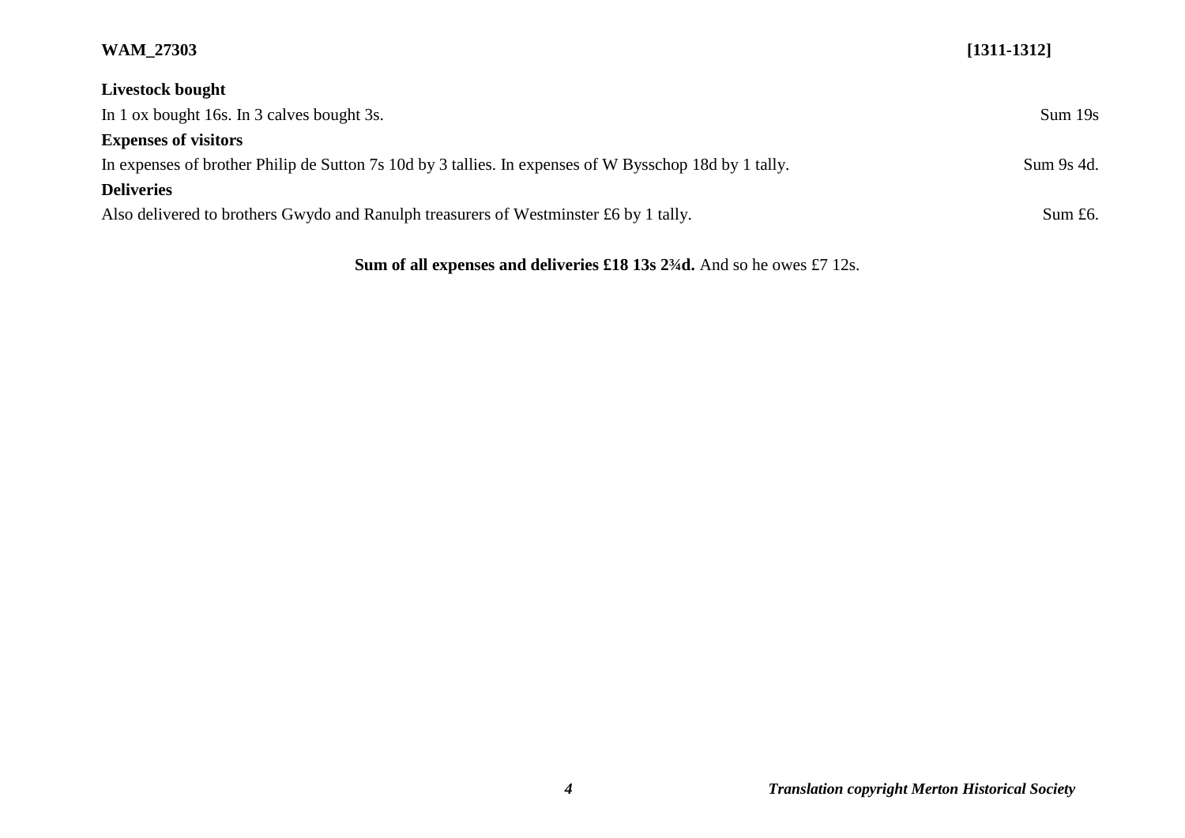**Livestock bought**

In 1 ox bought 16s. In 3 calves bought 3s. Sum 19s

**Expenses of visitors**

In expenses of brother Philip de Sutton 7s 10d by 3 tallies. In expenses of W Bysschop 18d by 1 tally. Sum 9s 4d.

**Deliveries**

Also delivered to brothers Gwydo and Ranulph treasurers of Westminster £6 by 1 tally. Sum £6.

**Sum of all expenses and deliveries £18 13s 2¾d.** And so he owes £7 12s.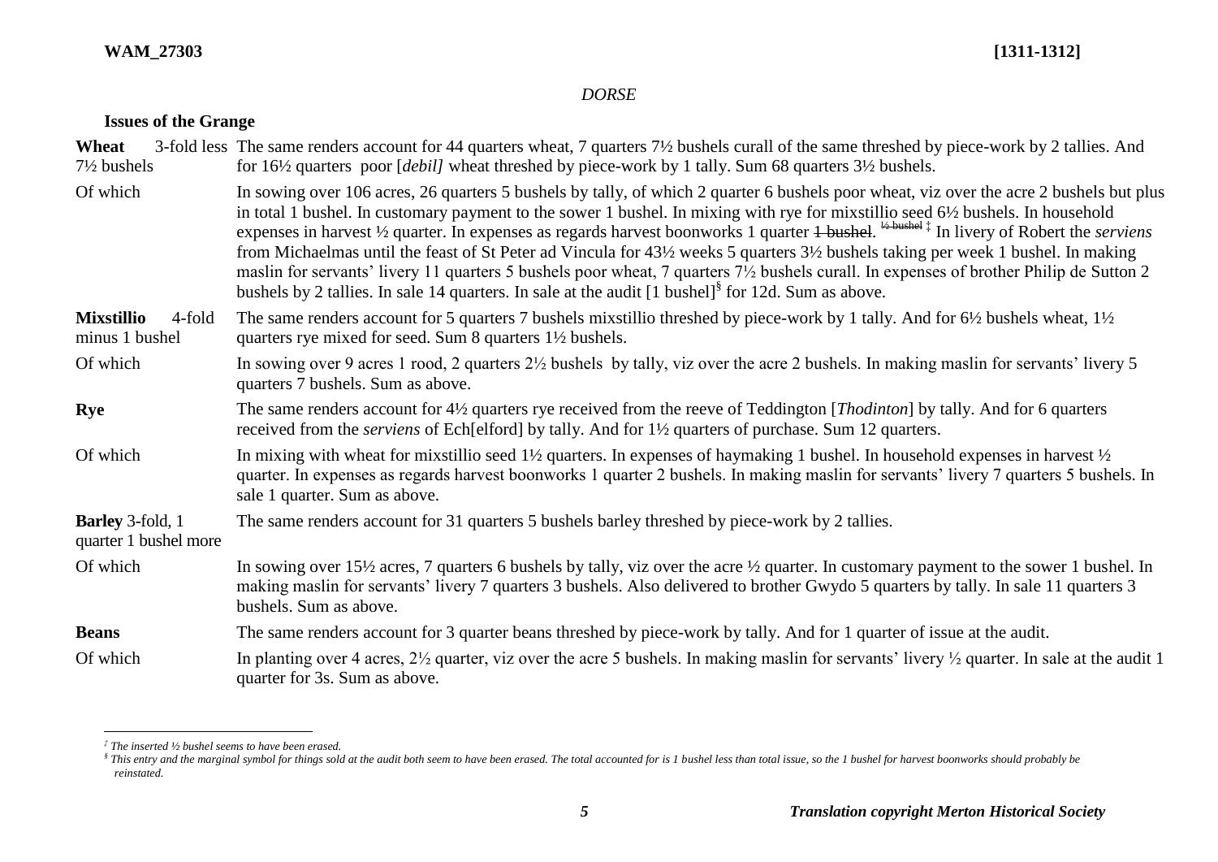*DORSE*

## Issues of the Grange

| | |
|---|---|
| **Wheat** 3-fold less 7½ bushels | The same renders account for 44 quarters wheat, 7 quarters 7½ bushels curall of the same threshed by piece-work by 2 tallies. And for 16½ quarters poor [*debil]* wheat threshed by piece-work by 1 tally. Sum 68 quarters 3½ bushels. |
| Of which | In sowing over 106 acres, 26 quarters 5 bushels by tally, of which 2 quarter 6 bushels poor wheat, viz over the acre 2 bushels but plus in total 1 bushel. In customary payment to the sower 1 bushel. In mixing with rye for mixstillio seed 6½ bushels. In household expenses in harvest ½ quarter. In expenses as regards harvest boonworks 1 quarter ~~1 bushel~~. ~~½ bushel~~ ‡ In livery of Robert the *serviens* from Michaelmas until the feast of St Peter ad Vincula for 43½ weeks 5 quarters 3½ bushels taking per week 1 bushel. In making maslin for servants' livery 11 quarters 5 bushels poor wheat, 7 quarters 7½ bushels curall. In expenses of brother Philip de Sutton 2 bushels by 2 tallies. In sale 14 quarters. In sale at the audit [1 bushel]§ for 12d. Sum as above. |
| **Mixstillio** 4-fold minus 1 bushel | The same renders account for 5 quarters 7 bushels mixstillio threshed by piece-work by 1 tally. And for 6½ bushels wheat, 1½ quarters rye mixed for seed. Sum 8 quarters 1½ bushels. |
| Of which | In sowing over 9 acres 1 rood, 2 quarters 2½ bushels by tally, viz over the acre 2 bushels. In making maslin for servants' livery 5 quarters 7 bushels. Sum as above. |
| **Rye** | The same renders account for 4½ quarters rye received from the reeve of Teddington [*Thodinton*] by tally. And for 6 quarters received from the *serviens* of Ech[elford] by tally. And for 1½ quarters of purchase. Sum 12 quarters. |
| Of which | In mixing with wheat for mixstillio seed 1½ quarters. In expenses of haymaking 1 bushel. In household expenses in harvest ½ quarter. In expenses as regards harvest boonworks 1 quarter 2 bushels. In making maslin for servants' livery 7 quarters 5 bushels. In sale 1 quarter. Sum as above. |
| **Barley** 3-fold, 1 quarter 1 bushel more | The same renders account for 31 quarters 5 bushels barley threshed by piece-work by 2 tallies. |
| Of which | In sowing over 15½ acres, 7 quarters 6 bushels by tally, viz over the acre ½ quarter. In customary payment to the sower 1 bushel. In making maslin for servants' livery 7 quarters 3 bushels. Also delivered to brother Gwydo 5 quarters by tally. In sale 11 quarters 3 bushels. Sum as above. |
| **Beans** | The same renders account for 3 quarter beans threshed by piece-work by tally. And for 1 quarter of issue at the audit. |
| Of which | In planting over 4 acres, 2½ quarter, viz over the acre 5 bushels. In making maslin for servants' livery ½ quarter. In sale at the audit 1 quarter for 3s. Sum as above. |

‡ *The inserted ½ bushel seems to have been erased.*

§ *This entry and the marginal symbol for things sold at the audit both seem to have been erased. The total accounted for is 1 bushel less than total issue, so the 1 bushel for harvest boonworks should probably be reinstated.*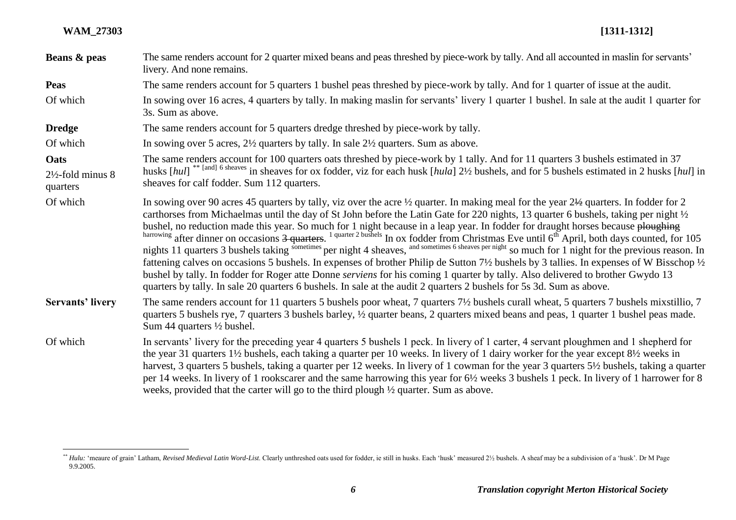| | |
|---|---|
| **Beans & peas** | The same renders account for 2 quarter mixed beans and peas threshed by piece-work by tally. And all accounted in maslin for servants' livery. And none remains. |
| **Peas** | The same renders account for 5 quarters 1 bushel peas threshed by piece-work by tally. And for 1 quarter of issue at the audit. |
| Of which | In sowing over 16 acres, 4 quarters by tally. In making maslin for servants' livery 1 quarter 1 bushel. In sale at the audit 1 quarter for 3s. Sum as above. |
| **Dredge** | The same renders account for 5 quarters dredge threshed by piece-work by tally. |
| Of which | In sowing over 5 acres, 2½ quarters by tally. In sale 2½ quarters. Sum as above. |
| **Oats** 2½-fold minus 8 quarters | The same renders account for 100 quarters oats threshed by piece-work by 1 tally. And for 11 quarters 3 bushels estimated in 37 husks [*hul*] ** [and] 6 sheaves in sheaves for ox fodder, viz for each husk [*hula*] 2½ bushels, and for 5 bushels estimated in 2 husks [*hul*] in sheaves for calf fodder. Sum 112 quarters. |
| Of which | In sowing over 90 acres 45 quarters by tally, viz over the acre ½ quarter. In making meal for the year ~~2½~~ quarters. In fodder for 2 carthorses from Michaelmas until the day of St John before the Latin Gate for 220 nights, 13 quarter 6 bushels, taking per night ½ bushel, no reduction made this year. So much for 1 night because in a leap year. In fodder for draught horses because ~~ploughing~~ harrowing after dinner on occasions ~~3 quarters~~. 1 quarter 2 bushels In ox fodder from Christmas Eve until 6th April, both days counted, for 105 nights 11 quarters 3 bushels taking sometimes per night 4 sheaves, and sometimes 6 sheaves per night so much for 1 night for the previous reason. In fattening calves on occasions 5 bushels. In expenses of brother Philip de Sutton 7½ bushels by 3 tallies. In expenses of W Bisschop ½ bushel by tally. In fodder for Roger atte Donne *serviens* for his coming 1 quarter by tally. Also delivered to brother Gwydo 13 quarters by tally. In sale 20 quarters 6 bushels. In sale at the audit 2 quarters 2 bushels for 5s 3d. Sum as above. |
| **Servants' livery** | The same renders account for 11 quarters 5 bushels poor wheat, 7 quarters 7½ bushels curall wheat, 5 quarters 7 bushels mixstillio, 7 quarters 5 bushels rye, 7 quarters 3 bushels barley, ½ quarter beans, 2 quarters mixed beans and peas, 1 quarter 1 bushel peas made. Sum 44 quarters ½ bushel. |
| Of which | In servants' livery for the preceding year 4 quarters 5 bushels 1 peck. In livery of 1 carter, 4 servant ploughmen and 1 shepherd for the year 31 quarters 1½ bushels, each taking a quarter per 10 weeks. In livery of 1 dairy worker for the year except 8½ weeks in harvest, 3 quarters 5 bushels, taking a quarter per 12 weeks. In livery of 1 cowman for the year 3 quarters 5½ bushels, taking a quarter per 14 weeks. In livery of 1 rookscarer and the same harrowing this year for 6½ weeks 3 bushels 1 peck. In livery of 1 harrower for 8 weeks, provided that the carter will go to the third plough ½ quarter. Sum as above. |

** *Hulu:* 'meaure of grain' Latham, *Revised Medieval Latin Word-List*. Clearly unthreshed oats used for fodder, ie still in husks. Each 'husk' measured 2½ bushels. A sheaf may be a subdivision of a 'husk'. Dr M Page 9.9.2005.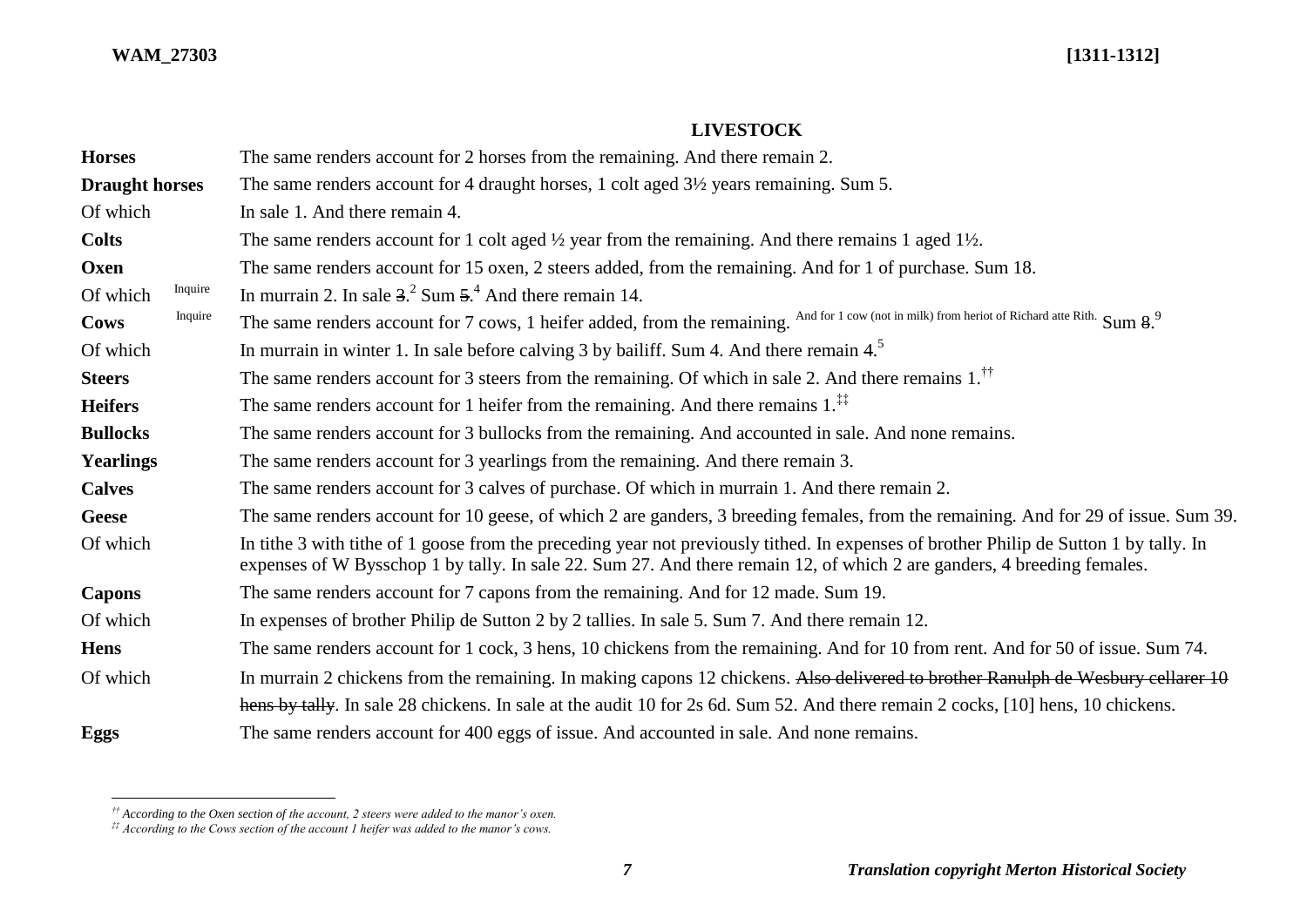## LIVESTOCK

| | | |
|---|---|---|
| **Horses** | | The same renders account for 2 horses from the remaining. And there remain 2. |
| **Draught horses** | | The same renders account for 4 draught horses, 1 colt aged 3½ years remaining. Sum 5. |
| Of which | | In sale 1. And there remain 4. |
| **Colts** | | The same renders account for 1 colt aged ½ year from the remaining. And there remains 1 aged 1½. |
| **Oxen** | | The same renders account for 15 oxen, 2 steers added, from the remaining. And for 1 of purchase. Sum 18. |
| Of which | Inquire | In murrain 2. In sale ~~3~~.[2] Sum ~~5~~.[4] And there remain 14. |
| **Cows** | Inquire | The same renders account for 7 cows, 1 heifer added, from the remaining. And for 1 cow (not in milk) from heriot of Richard atte Rith. Sum ~~8~~.[9] |
| Of which | | In murrain in winter 1. In sale before calving 3 by bailiff. Sum 4. And there remain ~~4~~.[5] |
| **Steers** | | The same renders account for 3 steers from the remaining. Of which in sale 2. And there remains 1.[††] |
| **Heifers** | | The same renders account for 1 heifer from the remaining. And there remains 1.[‡‡] |
| **Bullocks** | | The same renders account for 3 bullocks from the remaining. And accounted in sale. And none remains. |
| **Yearlings** | | The same renders account for 3 yearlings from the remaining. And there remain 3. |
| **Calves** | | The same renders account for 3 calves of purchase. Of which in murrain 1. And there remain 2. |
| **Geese** | | The same renders account for 10 geese, of which 2 are ganders, 3 breeding females, from the remaining. And for 29 of issue. Sum 39. |
| Of which | | In tithe 3 with tithe of 1 goose from the preceding year not previously tithed. In expenses of brother Philip de Sutton 1 by tally. In expenses of W Bysschop 1 by tally. In sale 22. Sum 27. And there remain 12, of which 2 are ganders, 4 breeding females. |
| **Capons** | | The same renders account for 7 capons from the remaining. And for 12 made. Sum 19. |
| Of which | | In expenses of brother Philip de Sutton 2 by 2 tallies. In sale 5. Sum 7. And there remain 12. |
| **Hens** | | The same renders account for 1 cock, 3 hens, 10 chickens from the remaining. And for 10 from rent. And for 50 of issue. Sum 74. |
| Of which | | In murrain 2 chickens from the remaining. In making capons 12 chickens. ~~Also delivered to brother Ranulph de Wesbury cellarer 10 hens by tally~~. In sale 28 chickens. In sale at the audit 10 for 2s 6d. Sum 52. And there remain 2 cocks, [10] hens, 10 chickens. |
| **Eggs** | | The same renders account for 400 eggs of issue. And accounted in sale. And none remains. |

---

[††] *According to the Oxen section of the account, 2 steers were added to the manor's oxen.*

[‡‡] *According to the Cows section of the account 1 heifer was added to the manor's cows.*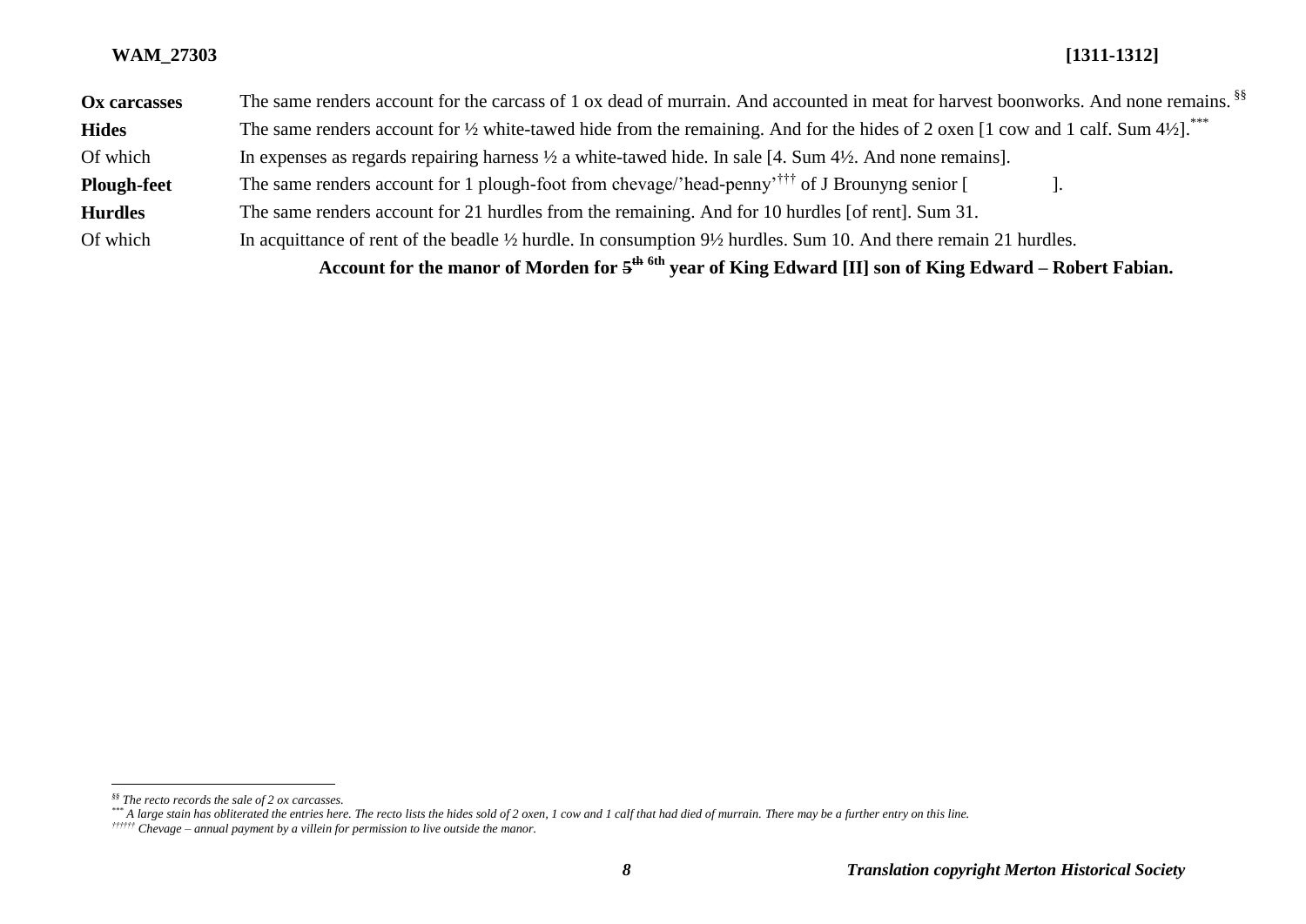| | |
|---|---|
| **Ox carcasses** | The same renders account for the carcass of 1 ox dead of murrain. And accounted in meat for harvest boonworks. And none remains. [§§] |
| **Hides** | The same renders account for ½ white-tawed hide from the remaining. And for the hides of 2 oxen [1 cow and 1 calf. Sum 4½].[***] |
| Of which | In expenses as regards repairing harness ½ a white-tawed hide. In sale [4. Sum 4½. And none remains]. |
| **Plough-feet** | The same renders account for 1 plough-foot from chevage/'head-penny'[†††] of J Brounyng senior [ ]. |
| **Hurdles** | The same renders account for 21 hurdles from the remaining. And for 10 hurdles [of rent]. Sum 31. |
| Of which | In acquittance of rent of the beadle ½ hurdle. In consumption 9½ hurdles. Sum 10. And there remain 21 hurdles. |

**Account for the manor of Morden for ~~5th~~ 6th year of King Edward [II] son of King Edward – Robert Fabian.**

---

*§§ The recto records the sale of 2 ox carcasses.*

*\*\*\* A large stain has obliterated the entries here. The recto lists the hides sold of 2 oxen, 1 cow and 1 calf that had died of murrain. There may be a further entry on this line.*

*†††††† Chevage – annual payment by a villein for permission to live outside the manor.*

*Translation copyright Merton Historical Society*